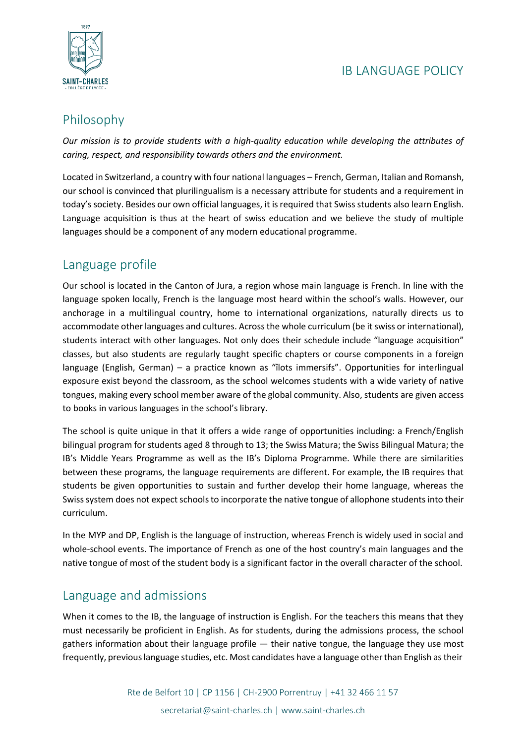# IB LANGUAGE POLICY

## Philosophy

*Our mission is to provide students with a high-quality education while developing the attributes of caring, respect, and responsibility towards others and the environment.*

Located in Switzerland, a country with four national languages – French, German, Italian and Romansh, our school is convinced that plurilingualism is a necessary attribute for students and a requirement in today's society. Besides our own official languages, it is required that Swiss students also learn English. Language acquisition is thus at the heart of swiss education and we believe the study of multiple languages should be a component of any modern educational programme.

## Language profile

Our school is located in the Canton of Jura, a region whose main language is French. In line with the language spoken locally, French is the language most heard within the school's walls. However, our anchorage in a multilingual country, home to international organizations, naturally directs us to accommodate other languages and cultures. Across the whole curriculum (be it swiss or international), students interact with other languages. Not only does their schedule include "language acquisition" classes, but also students are regularly taught specific chapters or course components in a foreign language (English, German) – a practice known as "îlots immersifs". Opportunities for interlingual exposure exist beyond the classroom, as the school welcomes students with a wide variety of native tongues, making every school member aware of the global community. Also, students are given access to books in various languages in the school's library.

The school is quite unique in that it offers a wide range of opportunities including: a French/English bilingual program for students aged 8 through to 13; the Swiss Matura; the Swiss Bilingual Matura; the IB's Middle Years Programme as well as the IB's Diploma Programme. While there are similarities between these programs, the language requirements are different. For example, the IB requires that students be given opportunities to sustain and further develop their home language, whereas the Swiss system does not expect schools to incorporate the native tongue of allophone students into their curriculum.

In the MYP and DP, English is the language of instruction, whereas French is widely used in social and whole-school events. The importance of French as one of the host country's main languages and the native tongue of most of the student body is a significant factor in the overall character of the school.

## Language and admissions

When it comes to the IB, the language of instruction is English. For the teachers this means that they must necessarily be proficient in English. As for students, during the admissions process, the school gathers information about their language profile — their native tongue, the language they use most frequently, previous language studies, etc. Most candidates have a language other than English as their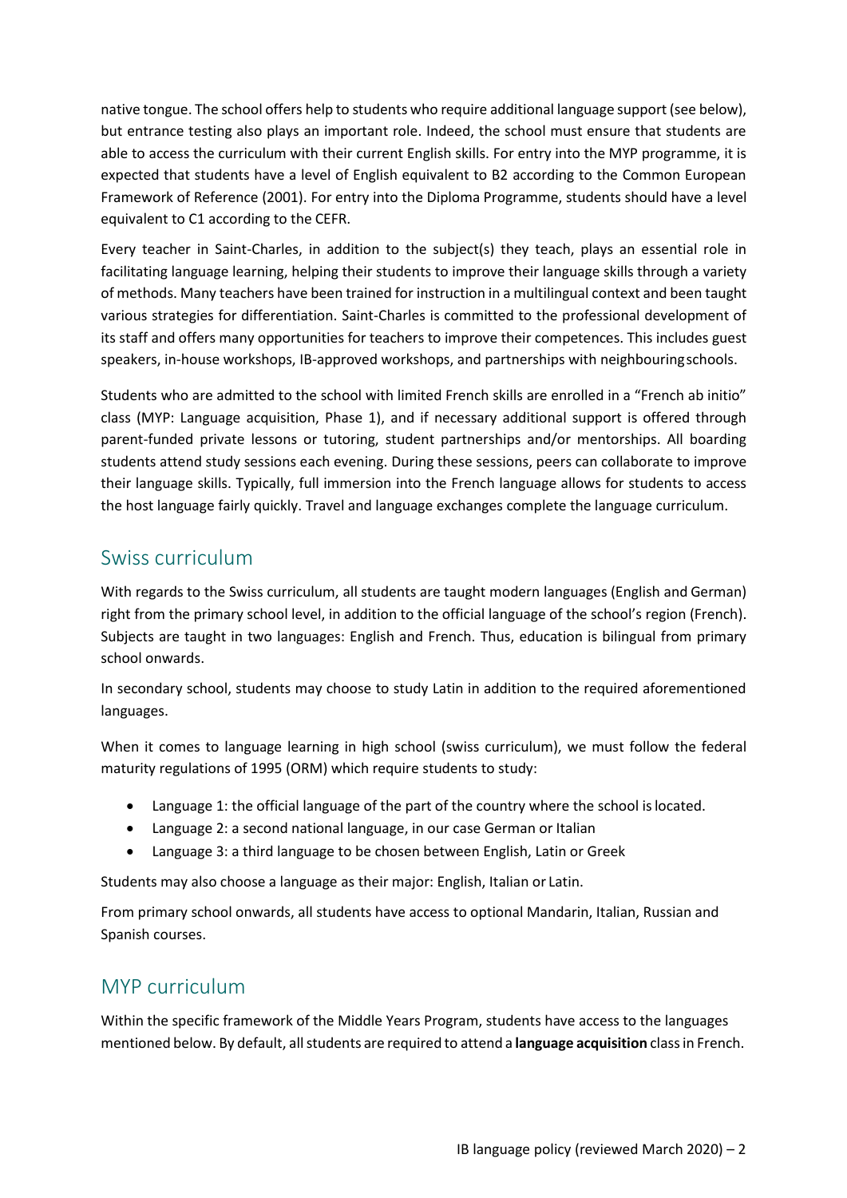native tongue. The school offers help to students who require additional language support (see below), but entrance testing also plays an important role. Indeed, the school must ensure that students are able to access the curriculum with their current English skills. For entry into the MYP programme, it is expected that students have a level of English equivalent to B2 according to the Common European Framework of Reference (2001). For entry into the Diploma Programme, students should have a level equivalent to C1 according to the CEFR.

Every teacher in Saint-Charles, in addition to the subject(s) they teach, plays an essential role in facilitating language learning, helping their students to improve their language skills through a variety of methods. Many teachers have been trained for instruction in a multilingual context and been taught various strategies for differentiation. Saint-Charles is committed to the professional development of its staff and offers many opportunities for teachers to improve their competences. This includes guest speakers, in-house workshops, IB-approved workshops, and partnerships with neighbouring schools.

Students who are admitted to the school with limited French skills are enrolled in a "French ab initio" class (MYP: Language acquisition, Phase 1), and if necessary additional support is offered through parent-funded private lessons or tutoring, student partnerships and/or mentorships. All boarding students attend study sessions each evening. During these sessions, peers can collaborate to improve their language skills. Typically, full immersion into the French language allows for students to access the host language fairly quickly. Travel and language exchanges complete the language curriculum.

## Swiss curriculum

With regards to the Swiss curriculum, all students are taught modern languages (English and German) right from the primary school level, in addition to the official language of the school's region (French). Subjects are taught in two languages: English and French. Thus, education is bilingual from primary school onwards.

In secondary school, students may choose to study Latin in addition to the required aforementioned languages.

When it comes to language learning in high school (swiss curriculum), we must follow the federal maturity regulations of 1995 (ORM) which require students to study:

- Language 1: the official language of the part of the country where the school is located.
- Language 2: a second national language, in our case German or Italian
- Language 3: a third language to be chosen between English, Latin or Greek

Students may also choose a language as their major: English, Italian or Latin.

From primary school onwards, all students have access to optional Mandarin, Italian, Russian and Spanish courses.

## MYP curriculum

Within the specific framework of the Middle Years Program, students have access to the languages mentioned below. By default, all students are required to attend a **language acquisition** class in French.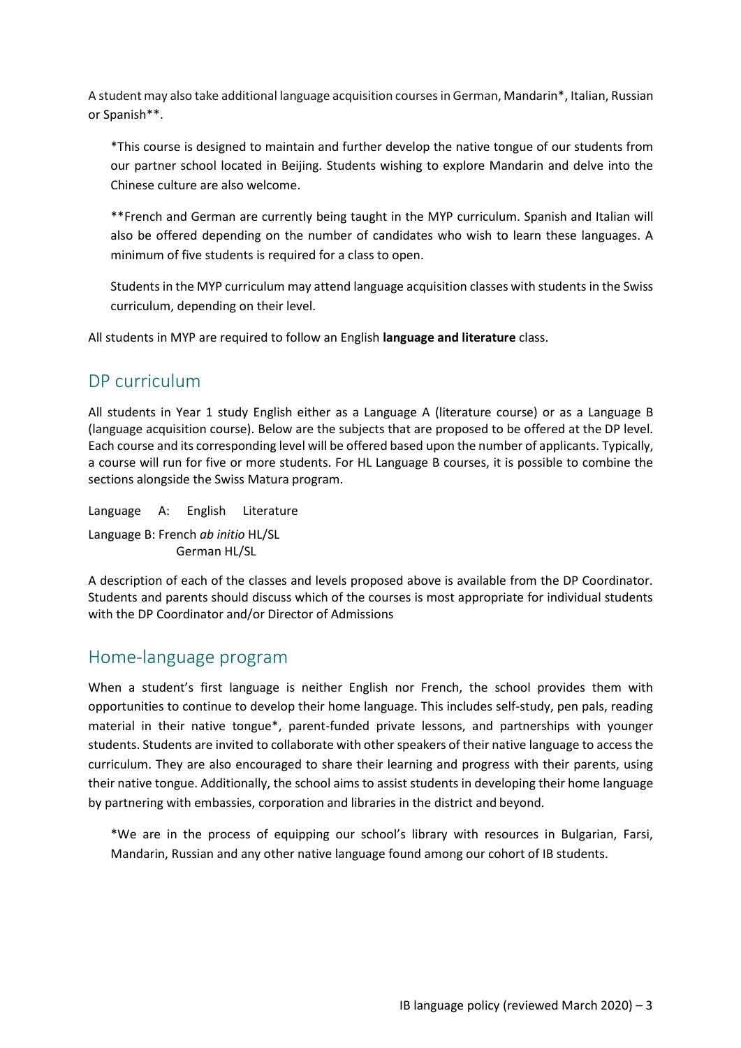A student may also take additional language acquisition courses in German, Mandarin*, Italian, Russian or Spanish**.

> *This course is designed to maintain and further develop the native tongue of our students from our partner school located in Beijing. Students wishing to explore Mandarin and delve into the Chinese culture are also welcome.
>
> **French and German are currently being taught in the MYP curriculum. Spanish and Italian will also be offered depending on the number of candidates who wish to learn these languages. A minimum of five students is required for a class to open.
>
> Students in the MYP curriculum may attend language acquisition classes with students in the Swiss curriculum, depending on their level.

All students in MYP are required to follow an English **language and literature** class.

## DP curriculum

All students in Year 1 study English either as a Language A (literature course) or as a Language B (language acquisition course). Below are the subjects that are proposed to be offered at the DP level. Each course and its corresponding level will be offered based upon the number of applicants. Typically, a course will run for five or more students. For HL Language B courses, it is possible to combine the sections alongside the Swiss Matura program.

Language A: English Literature

Language B: French *ab initio* HL/SL
German HL/SL

A description of each of the classes and levels proposed above is available from the DP Coordinator. Students and parents should discuss which of the courses is most appropriate for individual students with the DP Coordinator and/or Director of Admissions

## Home-language program

When a student's first language is neither English nor French, the school provides them with opportunities to continue to develop their home language. This includes self-study, pen pals, reading material in their native tongue*, parent-funded private lessons, and partnerships with younger students. Students are invited to collaborate with other speakers of their native language to access the curriculum. They are also encouraged to share their learning and progress with their parents, using their native tongue. Additionally, the school aims to assist students in developing their home language by partnering with embassies, corporation and libraries in the district and beyond.

> *We are in the process of equipping our school's library with resources in Bulgarian, Farsi, Mandarin, Russian and any other native language found among our cohort of IB students.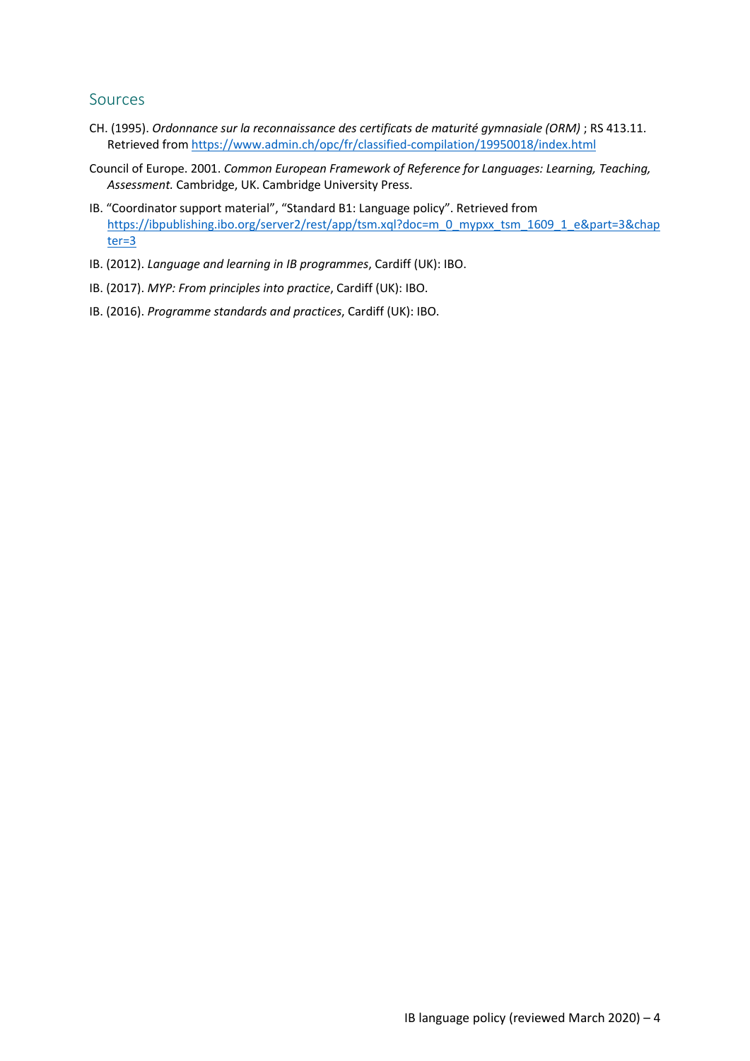## Sources

CH. (1995). *Ordonnance sur la reconnaissance des certificats de maturité gymnasiale (ORM)* ; RS 413.11. Retrieved from https://www.admin.ch/opc/fr/classified-compilation/19950018/index.html

Council of Europe. 2001. *Common European Framework of Reference for Languages: Learning, Teaching, Assessment.* Cambridge, UK. Cambridge University Press.

IB. "Coordinator support material", "Standard B1: Language policy". Retrieved from https://ibpublishing.ibo.org/server2/rest/app/tsm.xql?doc=m_0_mypxx_tsm_1609_1_e&part=3&chapter=3

IB. (2012). *Language and learning in IB programmes*, Cardiff (UK): IBO.

IB. (2017). *MYP: From principles into practice*, Cardiff (UK): IBO.

IB. (2016). *Programme standards and practices*, Cardiff (UK): IBO.